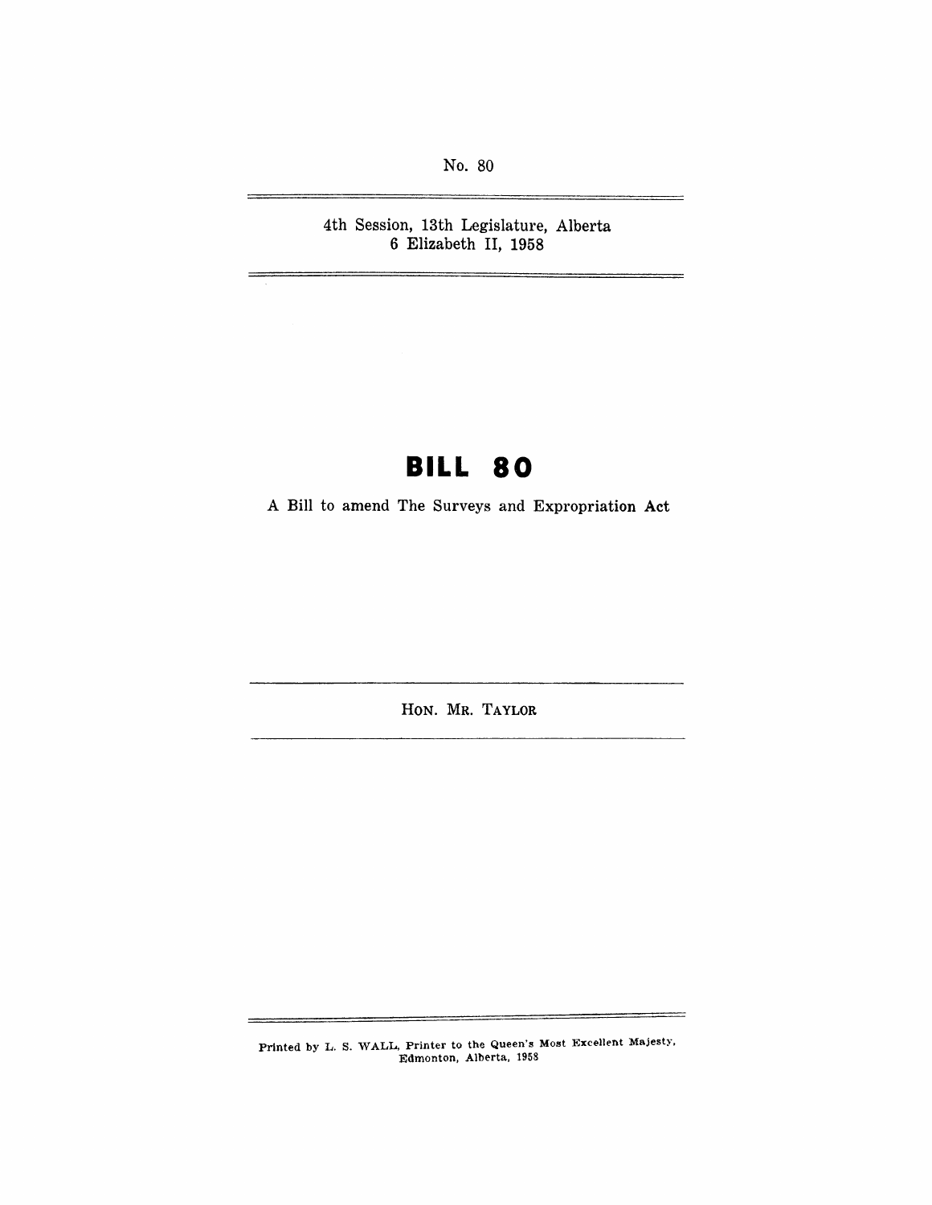No. 80

4th Session, 13th Legislature, Alberta
6 Elizabeth II, 1958

# BILL 80

A Bill to amend The Surveys and Expropriation Act

HON. MR. TAYLOR

Printed by L. S. WALL, Printer to the Queen's Most Excellent Majesty, Edmonton, Alberta, 1958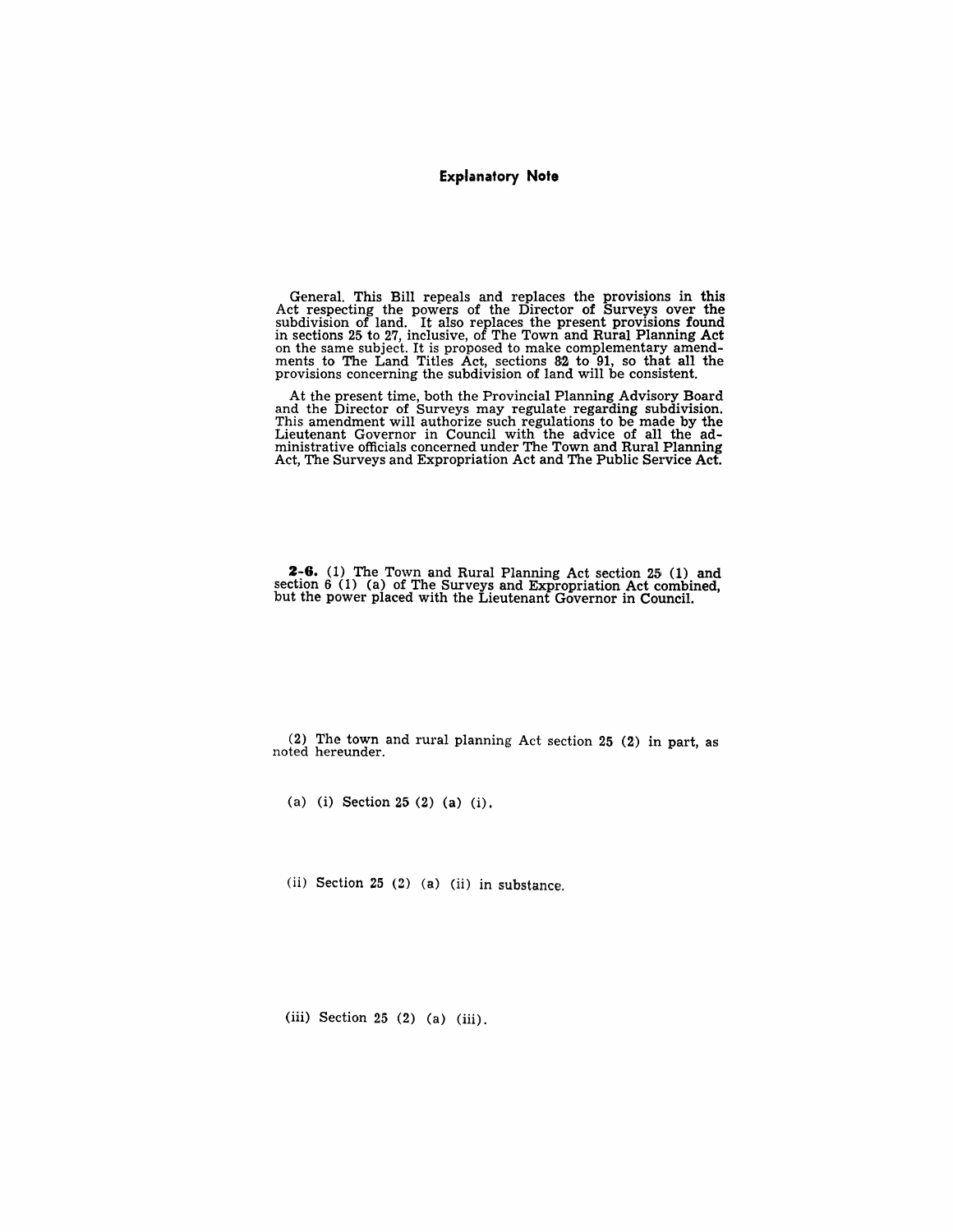## Explanatory Note

General. This Bill repeals and replaces the provisions in this Act respecting the powers of the Director of Surveys over the subdivision of land. It also replaces the present provisions found in sections 25 to 27, inclusive, of The Town and Rural Planning Act on the same subject. It is proposed to make complementary amendments to The Land Titles Act, sections 82 to 91, so that all the provisions concerning the subdivision of land will be consistent.

At the present time, both the Provincial Planning Advisory Board and the Director of Surveys may regulate regarding subdivision. This amendment will authorize such regulations to be made by the Lieutenant Governor in Council with the advice of all the administrative officials concerned under The Town and Rural Planning Act, The Surveys and Expropriation Act and The Public Service Act.

**2-6.** (1) The Town and Rural Planning Act section 25 (1) and section 6 (1) (a) of The Surveys and Expropriation Act combined, but the power placed with the Lieutenant Governor in Council.

(2) The town and rural planning Act section 25 (2) in part, as noted hereunder.

(a) (i) Section 25 (2) (a) (i).

(ii) Section 25 (2) (a) (ii) in substance.

(iii) Section 25 (2) (a) (iii).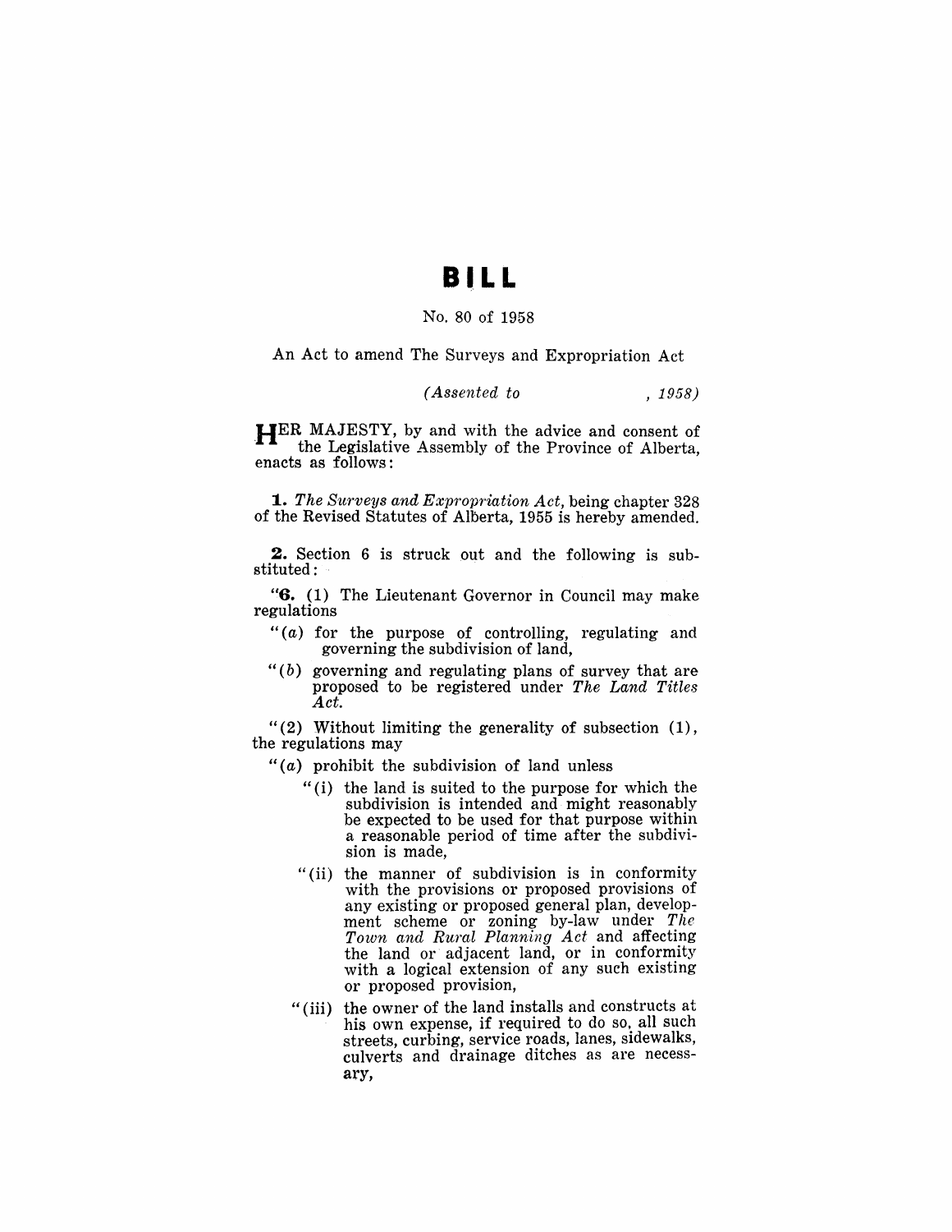# BILL

No. 80 of 1958

An Act to amend The Surveys and Expropriation Act

*(Assented to , 1958)*

HER MAJESTY, by and with the advice and consent of the Legislative Assembly of the Province of Alberta, enacts as follows:

**1.** *The Surveys and Expropriation Act*, being chapter 328 of the Revised Statutes of Alberta, 1955 is hereby amended.

**2.** Section 6 is struck out and the following is substituted:

"**6.** (1) The Lieutenant Governor in Council may make regulations

"(*a*) for the purpose of controlling, regulating and governing the subdivision of land,

"(*b*) governing and regulating plans of survey that are proposed to be registered under *The Land Titles Act*.

"(2) Without limiting the generality of subsection (1), the regulations may

"(*a*) prohibit the subdivision of land unless

"(i) the land is suited to the purpose for which the subdivision is intended and might reasonably be expected to be used for that purpose within a reasonable period of time after the subdivision is made,

"(ii) the manner of subdivision is in conformity with the provisions or proposed provisions of any existing or proposed general plan, development scheme or zoning by-law under *The Town and Rural Planning Act* and affecting the land or adjacent land, or in conformity with a logical extension of any such existing or proposed provision,

"(iii) the owner of the land installs and constructs at his own expense, if required to do so, all such streets, curbing, service roads, lanes, sidewalks, culverts and drainage ditches as are necessary,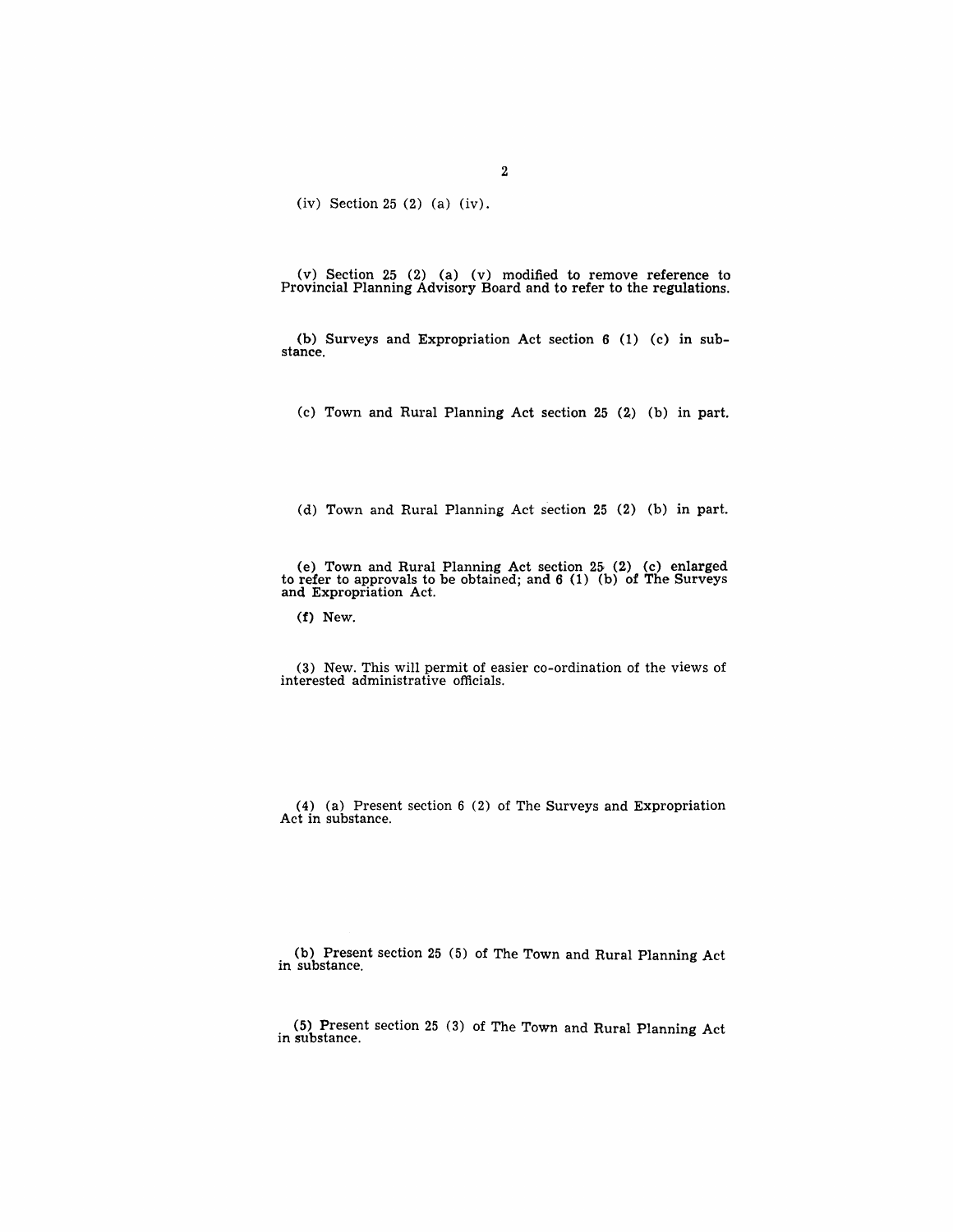(iv) Section 25 (2) (a) (iv).

(v) Section 25 (2) (a) (v) modified to remove reference to Provincial Planning Advisory Board and to refer to the regulations.

(b) Surveys and Expropriation Act section 6 (1) (c) in substance.

(c) Town and Rural Planning Act section 25 (2) (b) in part.

(d) Town and Rural Planning Act section 25 (2) (b) in part.

(e) Town and Rural Planning Act section 25 (2) (c) enlarged to refer to approvals to be obtained; and 6 (1) (b) of The Surveys and Expropriation Act.

(f) New.

(3) New. This will permit of easier co-ordination of the views of interested administrative officials.

(4) (a) Present section 6 (2) of The Surveys and Expropriation Act in substance.

(b) Present section 25 (5) of The Town and Rural Planning Act in substance.

(5) Present section 25 (3) of The Town and Rural Planning Act in substance.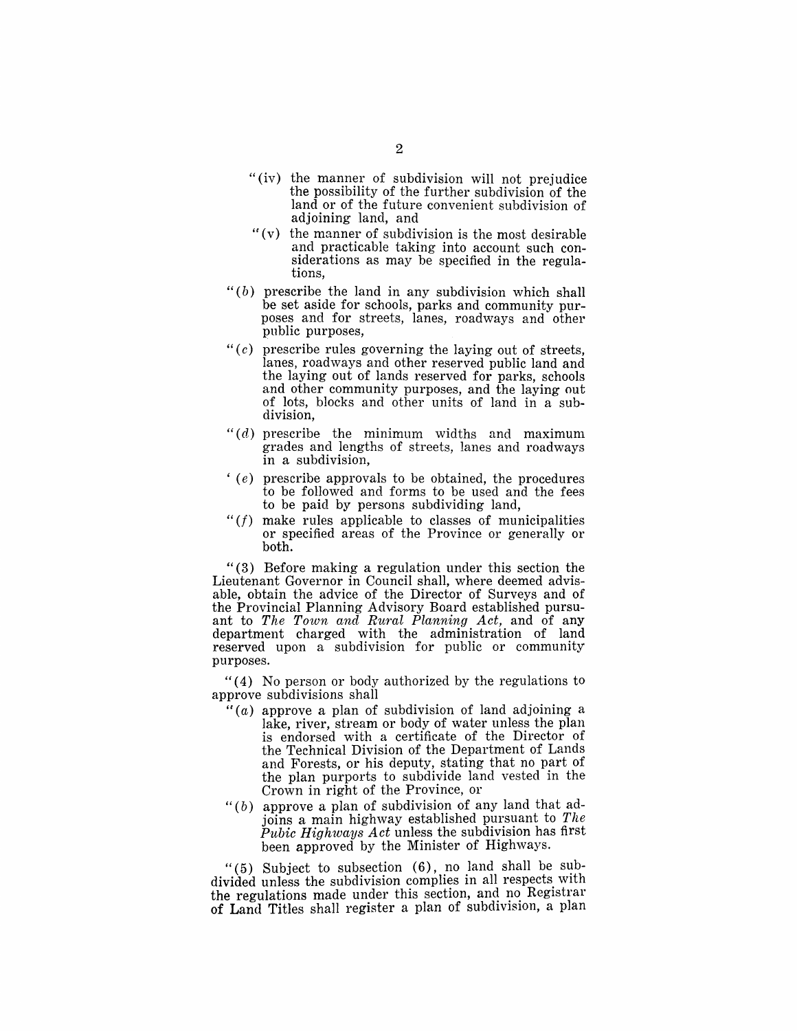"(iv) the manner of subdivision will not prejudice the possibility of the further subdivision of the land or of the future convenient subdivision of adjoining land, and

"(v) the manner of subdivision is the most desirable and practicable taking into account such considerations as may be specified in the regulations,

"(*b*) prescribe the land in any subdivision which shall be set aside for schools, parks and community purposes and for streets, lanes, roadways and other public purposes,

"(*c*) prescribe rules governing the laying out of streets, lanes, roadways and other reserved public land and the laying out of lands reserved for parks, schools and other community purposes, and the laying out of lots, blocks and other units of land in a subdivision,

"(*d*) prescribe the minimum widths and maximum grades and lengths of streets, lanes and roadways in a subdivision,

'(*e*) prescribe approvals to be obtained, the procedures to be followed and forms to be used and the fees to be paid by persons subdividing land,

"(*f*) make rules applicable to classes of municipalities or specified areas of the Province or generally or both.

"(3) Before making a regulation under this section the Lieutenant Governor in Council shall, where deemed advisable, obtain the advice of the Director of Surveys and of the Provincial Planning Advisory Board established pursuant to *The Town and Rural Planning Act*, and of any department charged with the administration of land reserved upon a subdivision for public or community purposes.

"(4) No person or body authorized by the regulations to approve subdivisions shall

"(*a*) approve a plan of subdivision of land adjoining a lake, river, stream or body of water unless the plan is endorsed with a certificate of the Director of the Technical Division of the Department of Lands and Forests, or his deputy, stating that no part of the plan purports to subdivide land vested in the Crown in right of the Province, or

"(*b*) approve a plan of subdivision of any land that adjoins a main highway established pursuant to *The Pubic Highways Act* unless the subdivision has first been approved by the Minister of Highways.

"(5) Subject to subsection (6), no land shall be subdivided unless the subdivision complies in all respects with the regulations made under this section, and no Registrar of Land Titles shall register a plan of subdivision, a plan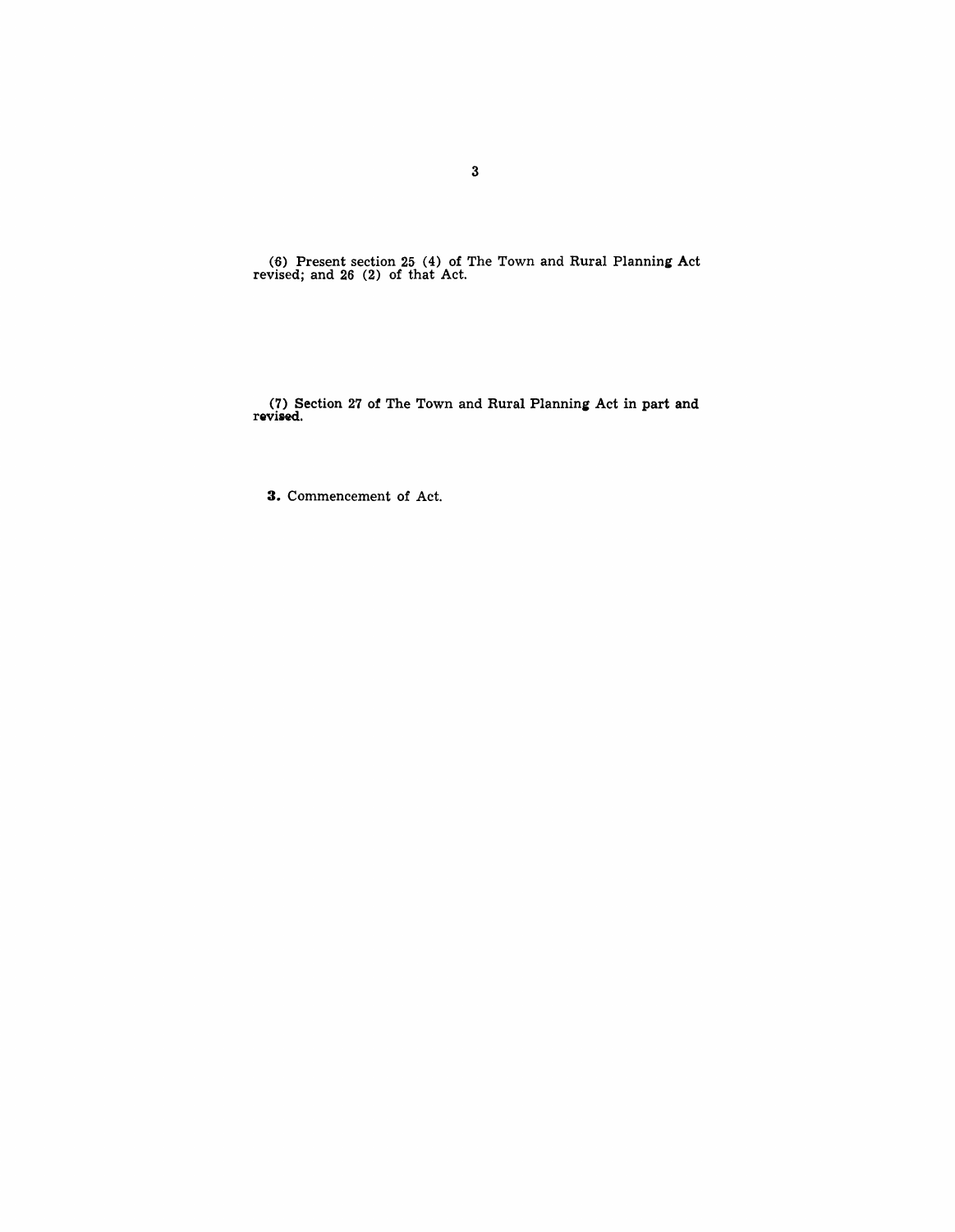(6) Present section 25 (4) of The Town and Rural Planning Act revised; and 26 (2) of that Act.

(7) Section 27 of The Town and Rural Planning Act in part and revised.

**3.** Commencement of Act.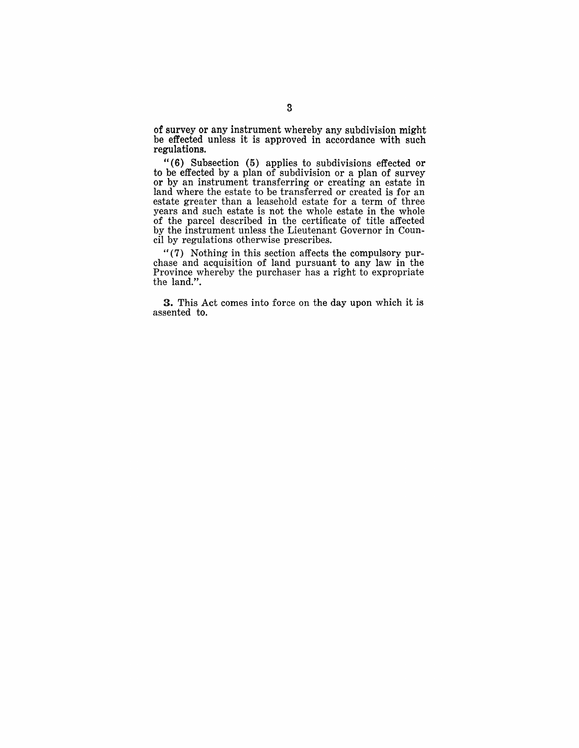of survey or any instrument whereby any subdivision might be effected unless it is approved in accordance with such regulations.

"(6) Subsection (5) applies to subdivisions effected or to be effected by a plan of subdivision or a plan of survey or by an instrument transferring or creating an estate in land where the estate to be transferred or created is for an estate greater than a leasehold estate for a term of three years and such estate is not the whole estate in the whole of the parcel described in the certificate of title affected by the instrument unless the Lieutenant Governor in Council by regulations otherwise prescribes.

"(7) Nothing in this section affects the compulsory purchase and acquisition of land pursuant to any law in the Province whereby the purchaser has a right to expropriate the land.".

**3.** This Act comes into force on the day upon which it is assented to.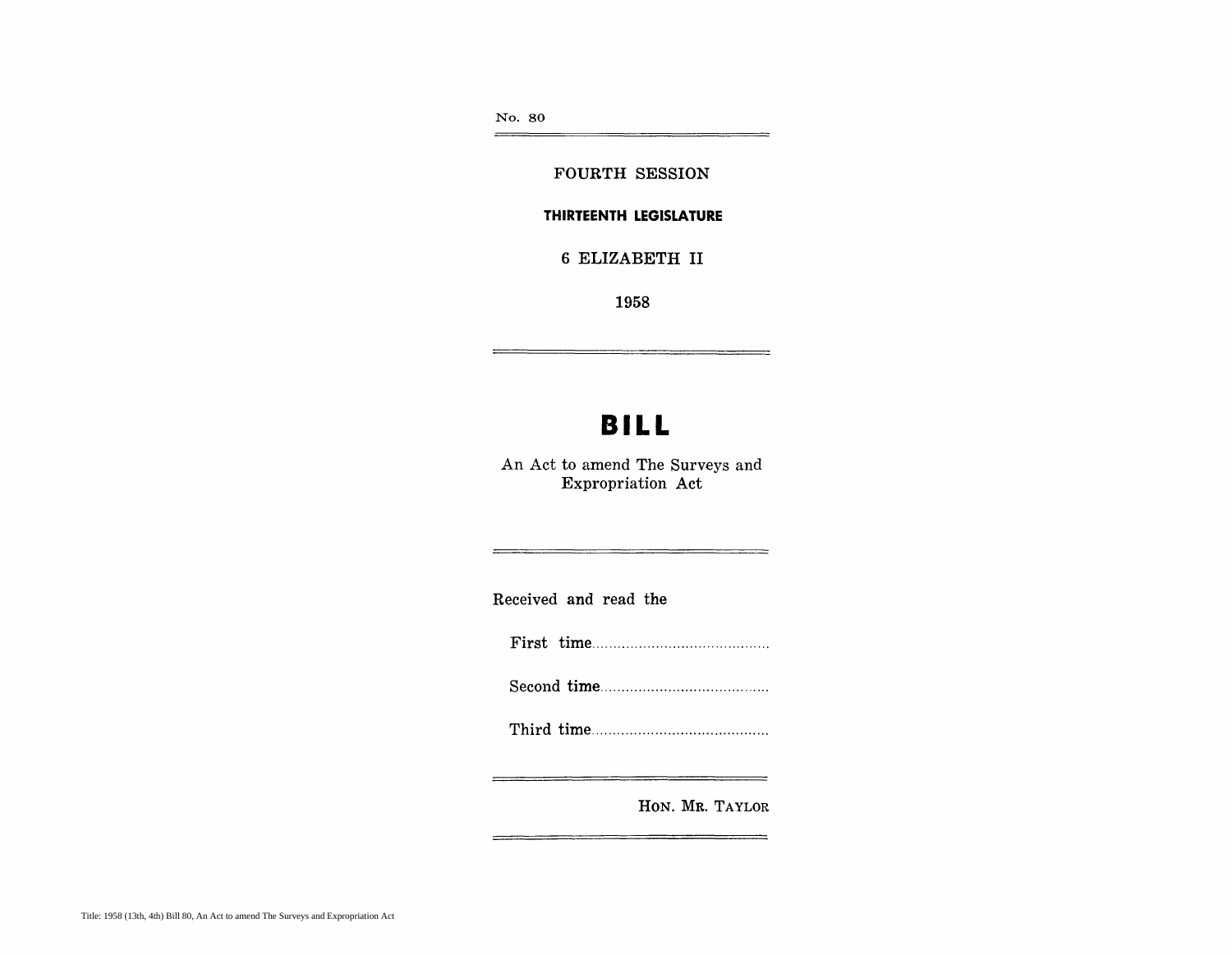No. 80

FOURTH SESSION

**THIRTEENTH LEGISLATURE**

6 ELIZABETH II

1958

# BILL

An Act to amend The Surveys and Expropriation Act

Received and read the

First time.........................................

Second time.......................................

Third time.........................................

HON. MR. TAYLOR

Title: 1958 (13th, 4th) Bill 80, An Act to amend The Surveys and Expropriation Act